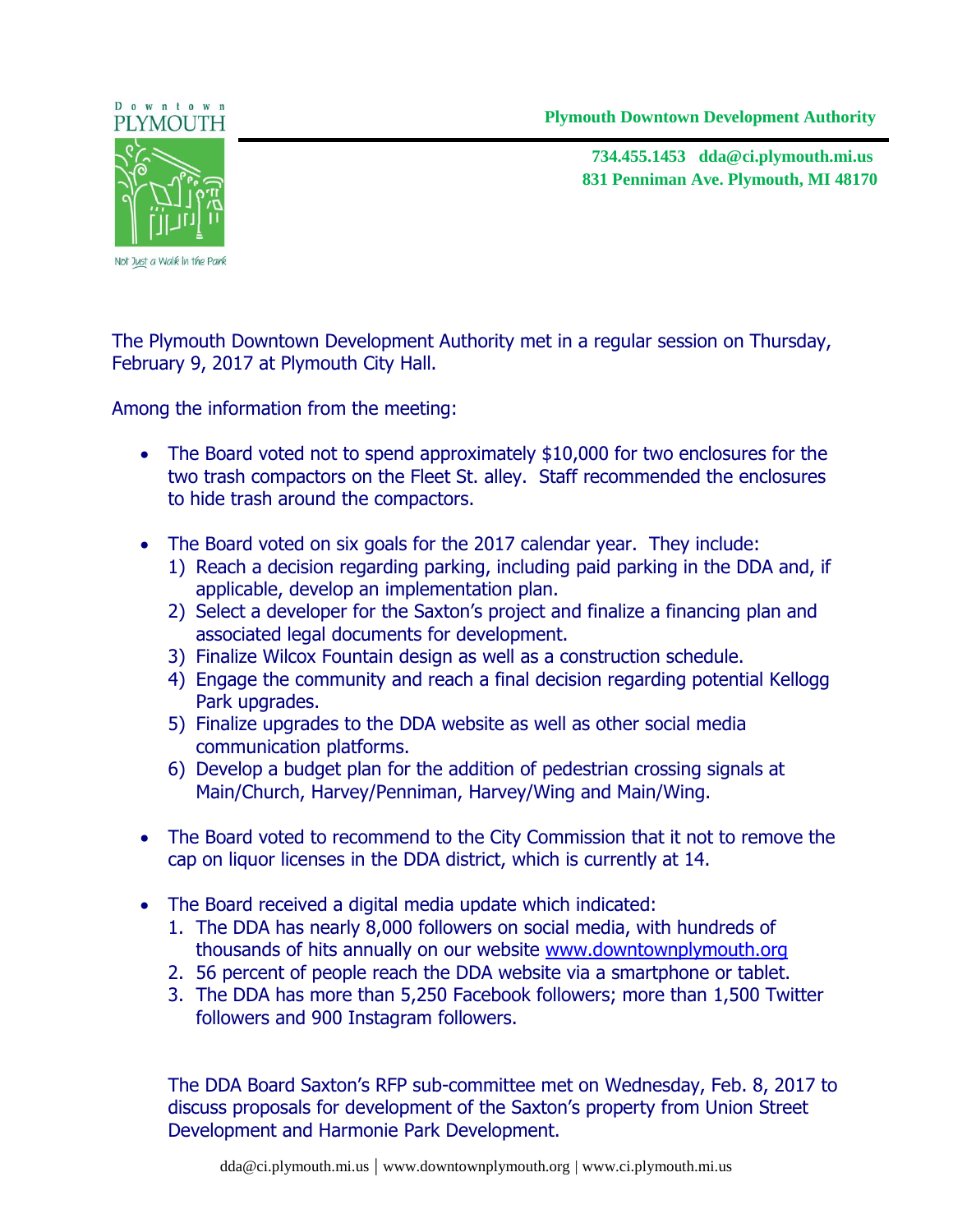Downtown PLYMOUTH

Not Just a Walk In the Park

**Plymouth Downtown Development Authority**

**734.455.1453 dda@ci.plymouth.mi.us**
**831 Penniman Ave. Plymouth, MI 48170**

The Plymouth Downtown Development Authority met in a regular session on Thursday, February 9, 2017 at Plymouth City Hall.

Among the information from the meeting:

- The Board voted not to spend approximately $10,000 for two enclosures for the two trash compactors on the Fleet St. alley. Staff recommended the enclosures to hide trash around the compactors.

- The Board voted on six goals for the 2017 calendar year. They include:
  1) Reach a decision regarding parking, including paid parking in the DDA and, if applicable, develop an implementation plan.
  2) Select a developer for the Saxton's project and finalize a financing plan and associated legal documents for development.
  3) Finalize Wilcox Fountain design as well as a construction schedule.
  4) Engage the community and reach a final decision regarding potential Kellogg Park upgrades.
  5) Finalize upgrades to the DDA website as well as other social media communication platforms.
  6) Develop a budget plan for the addition of pedestrian crossing signals at Main/Church, Harvey/Penniman, Harvey/Wing and Main/Wing.

- The Board voted to recommend to the City Commission that it not to remove the cap on liquor licenses in the DDA district, which is currently at 14.

- The Board received a digital media update which indicated:
  1. The DDA has nearly 8,000 followers on social media, with hundreds of thousands of hits annually on our website www.downtownplymouth.org
  2. 56 percent of people reach the DDA website via a smartphone or tablet.
  3. The DDA has more than 5,250 Facebook followers; more than 1,500 Twitter followers and 900 Instagram followers.

The DDA Board Saxton's RFP sub-committee met on Wednesday, Feb. 8, 2017 to discuss proposals for development of the Saxton's property from Union Street Development and Harmonie Park Development.

dda@ci.plymouth.mi.us | www.downtownplymouth.org | www.ci.plymouth.mi.us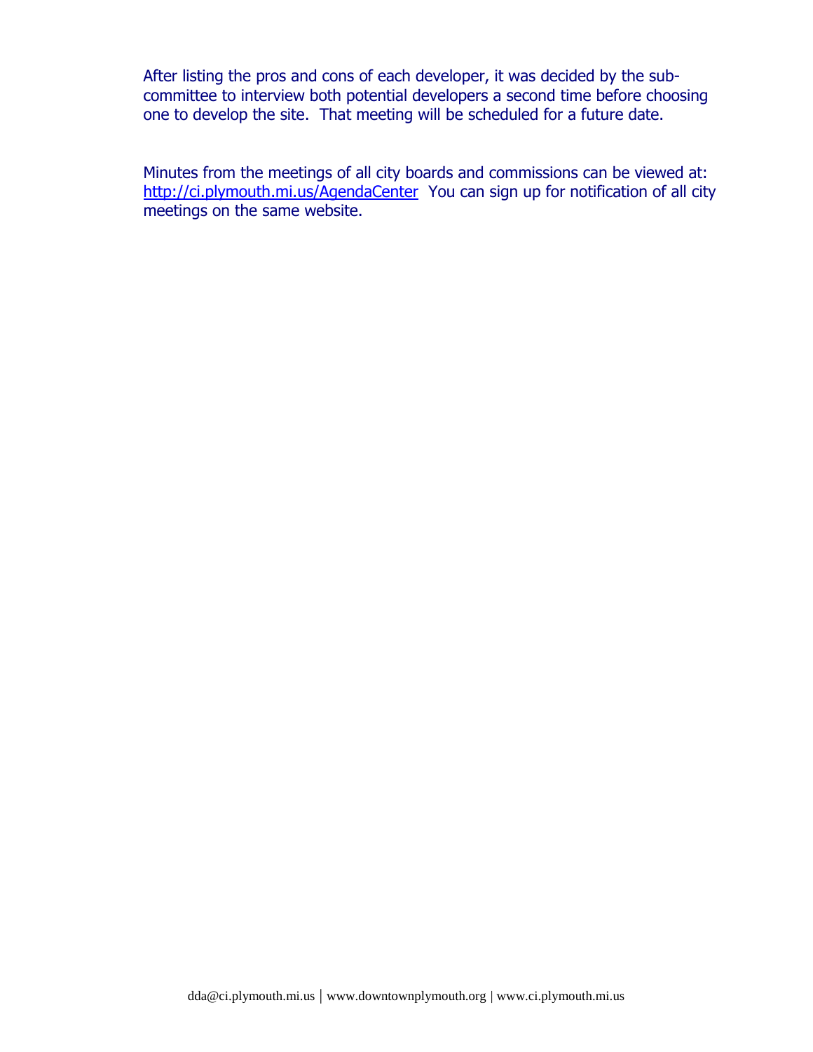After listing the pros and cons of each developer, it was decided by the sub-committee to interview both potential developers a second time before choosing one to develop the site. That meeting will be scheduled for a future date.

Minutes from the meetings of all city boards and commissions can be viewed at: [http://ci.plymouth.mi.us/AgendaCenter](http://ci.plymouth.mi.us/AgendaCenter) You can sign up for notification of all city meetings on the same website.

dda@ci.plymouth.mi.us | www.downtownplymouth.org | www.ci.plymouth.mi.us